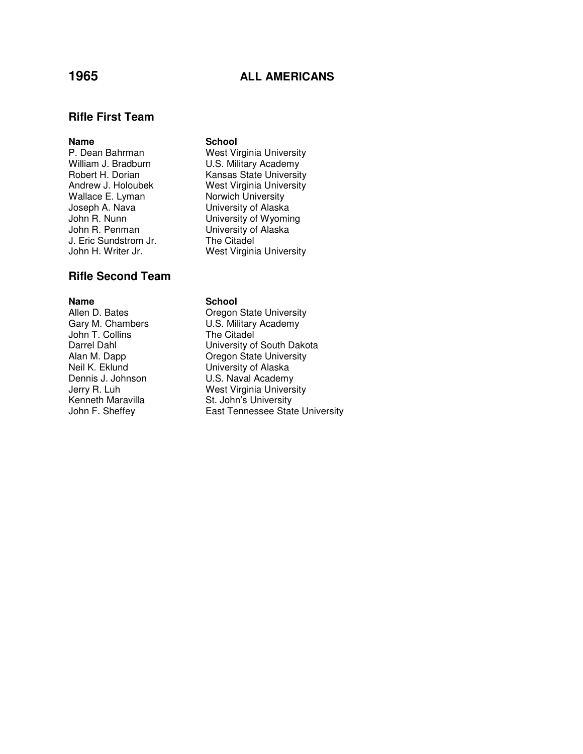# 1965 ALL AMERICANS

## Rifle First Team

| Name | School |
| --- | --- |
| P. Dean Bahrman | West Virginia University |
| William J. Bradburn | U.S. Military Academy |
| Robert H. Dorian | Kansas State University |
| Andrew J. Holoubek | West Virginia University |
| Wallace E. Lyman | Norwich University |
| Joseph A. Nava | University of Alaska |
| John R. Nunn | University of Wyoming |
| John R. Penman | University of Alaska |
| J. Eric Sundstrom Jr. | The Citadel |
| John H. Writer Jr. | West Virginia University |

## Rifle Second Team

| Name | School |
| --- | --- |
| Allen D. Bates | Oregon State University |
| Gary M. Chambers | U.S. Military Academy |
| John T. Collins | The Citadel |
| Darrel Dahl | University of South Dakota |
| Alan M. Dapp | Oregon State University |
| Neil K. Eklund | University of Alaska |
| Dennis J. Johnson | U.S. Naval Academy |
| Jerry R. Luh | West Virginia University |
| Kenneth Maravilla | St. John's University |
| John F. Sheffey | East Tennessee State University |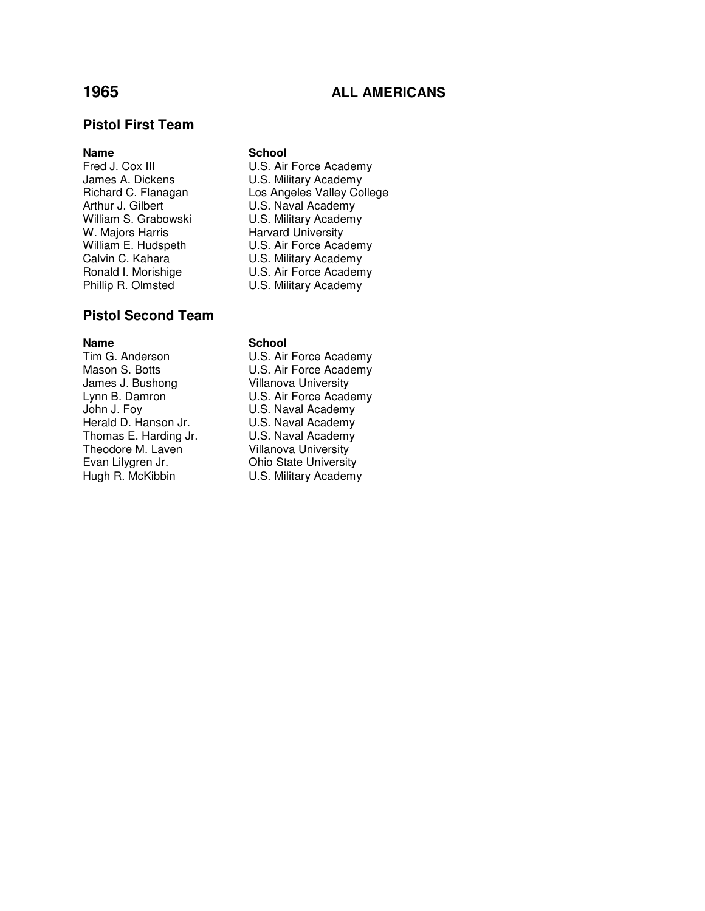# 1965 ALL AMERICANS

## Pistol First Team

| Name | School |
|---|---|
| Fred J. Cox III | U.S. Air Force Academy |
| James A. Dickens | U.S. Military Academy |
| Richard C. Flanagan | Los Angeles Valley College |
| Arthur J. Gilbert | U.S. Naval Academy |
| William S. Grabowski | U.S. Military Academy |
| W. Majors Harris | Harvard University |
| William E. Hudspeth | U.S. Air Force Academy |
| Calvin C. Kahara | U.S. Military Academy |
| Ronald I. Morishige | U.S. Air Force Academy |
| Phillip R. Olmsted | U.S. Military Academy |

## Pistol Second Team

| Name | School |
|---|---|
| Tim G. Anderson | U.S. Air Force Academy |
| Mason S. Botts | U.S. Air Force Academy |
| James J. Bushong | Villanova University |
| Lynn B. Damron | U.S. Air Force Academy |
| John J. Foy | U.S. Naval Academy |
| Herald D. Hanson Jr. | U.S. Naval Academy |
| Thomas E. Harding Jr. | U.S. Naval Academy |
| Theodore M. Laven | Villanova University |
| Evan Lilygren Jr. | Ohio State University |
| Hugh R. McKibbin | U.S. Military Academy |